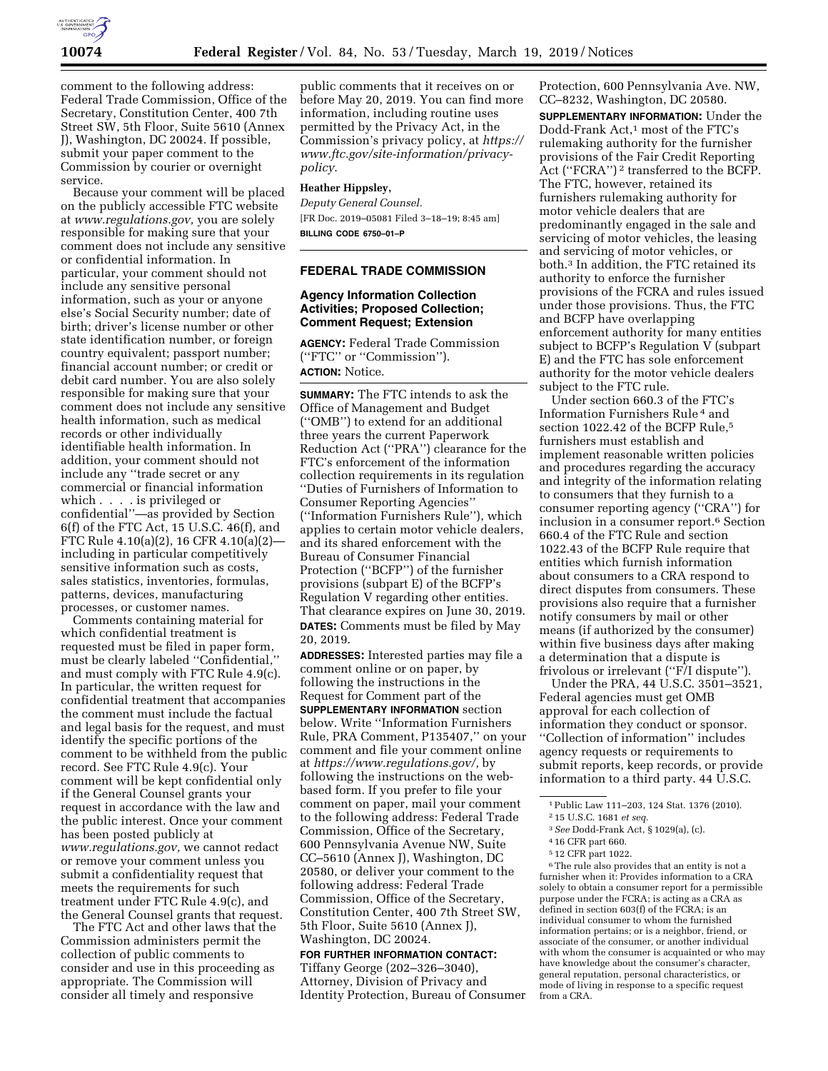comment to the following address: Federal Trade Commission, Office of the Secretary, Constitution Center, 400 7th Street SW, 5th Floor, Suite 5610 (Annex J), Washington, DC 20024. If possible, submit your paper comment to the Commission by courier or overnight service.

Because your comment will be placed on the publicly accessible FTC website at *www.regulations.gov,* you are solely responsible for making sure that your comment does not include any sensitive or confidential information. In particular, your comment should not include any sensitive personal information, such as your or anyone else's Social Security number; date of birth; driver's license number or other state identification number, or foreign country equivalent; passport number; financial account number; or credit or debit card number. You are also solely responsible for making sure that your comment does not include any sensitive health information, such as medical records or other individually identifiable health information. In addition, your comment should not include any ''trade secret or any commercial or financial information which . . . . is privileged or confidential''—as provided by Section 6(f) of the FTC Act, 15 U.S.C. 46(f), and FTC Rule 4.10(a)(2), 16 CFR 4.10(a)(2)—including in particular competitively sensitive information such as costs, sales statistics, inventories, formulas, patterns, devices, manufacturing processes, or customer names.

Comments containing material for which confidential treatment is requested must be filed in paper form, must be clearly labeled ''Confidential,'' and must comply with FTC Rule 4.9(c). In particular, the written request for confidential treatment that accompanies the comment must include the factual and legal basis for the request, and must identify the specific portions of the comment to be withheld from the public record. See FTC Rule 4.9(c). Your comment will be kept confidential only if the General Counsel grants your request in accordance with the law and the public interest. Once your comment has been posted publicly at *www.regulations.gov,* we cannot redact or remove your comment unless you submit a confidentiality request that meets the requirements for such treatment under FTC Rule 4.9(c), and the General Counsel grants that request.

The FTC Act and other laws that the Commission administers permit the collection of public comments to consider and use in this proceeding as appropriate. The Commission will consider all timely and responsive public comments that it receives on or before May 20, 2019. You can find more information, including routine uses permitted by the Privacy Act, in the Commission's privacy policy, at *https://www.ftc.gov/site-information/privacy-policy.*

**Heather Hippsley,**

*Deputy General Counsel.*

[FR Doc. 2019–05081 Filed 3–18–19; 8:45 am]

**BILLING CODE 6750–01–P**

---

## FEDERAL TRADE COMMISSION

### Agency Information Collection Activities; Proposed Collection; Comment Request; Extension

**AGENCY:** Federal Trade Commission (''FTC'' or ''Commission'').

**ACTION:** Notice.

**SUMMARY:** The FTC intends to ask the Office of Management and Budget (''OMB'') to extend for an additional three years the current Paperwork Reduction Act (''PRA'') clearance for the FTC's enforcement of the information collection requirements in its regulation ''Duties of Furnishers of Information to Consumer Reporting Agencies'' (''Information Furnishers Rule''), which applies to certain motor vehicle dealers, and its shared enforcement with the Bureau of Consumer Financial Protection (''BCFP'') of the furnisher provisions (subpart E) of the BCFP's Regulation V regarding other entities. That clearance expires on June 30, 2019.

**DATES:** Comments must be filed by May 20, 2019.

**ADDRESSES:** Interested parties may file a comment online or on paper, by following the instructions in the Request for Comment part of the **SUPPLEMENTARY INFORMATION** section below. Write ''Information Furnishers Rule, PRA Comment, P135407,'' on your comment and file your comment online at *https://www.regulations.gov/,* by following the instructions on the web-based form. If you prefer to file your comment on paper, mail your comment to the following address: Federal Trade Commission, Office of the Secretary, 600 Pennsylvania Avenue NW, Suite CC–5610 (Annex J), Washington, DC 20580, or deliver your comment to the following address: Federal Trade Commission, Office of the Secretary, Constitution Center, 400 7th Street SW, 5th Floor, Suite 5610 (Annex J), Washington, DC 20024.

**FOR FURTHER INFORMATION CONTACT:** Tiffany George (202–326–3040), Attorney, Division of Privacy and Identity Protection, Bureau of Consumer Protection, 600 Pennsylvania Ave. NW, CC–8232, Washington, DC 20580.

**SUPPLEMENTARY INFORMATION:** Under the Dodd-Frank Act,[1] most of the FTC's rulemaking authority for the furnisher provisions of the Fair Credit Reporting Act (''FCRA'')[2] transferred to the BCFP. The FTC, however, retained its furnishers rulemaking authority for motor vehicle dealers that are predominantly engaged in the sale and servicing of motor vehicles, the leasing and servicing of motor vehicles, or both.[3] In addition, the FTC retained its authority to enforce the furnisher provisions of the FCRA and rules issued under those provisions. Thus, the FTC and BCFP have overlapping enforcement authority for many entities subject to BCFP's Regulation V (subpart E) and the FTC has sole enforcement authority for the motor vehicle dealers subject to the FTC rule.

Under section 660.3 of the FTC's Information Furnishers Rule[4] and section 1022.42 of the BCFP Rule,[5] furnishers must establish and implement reasonable written policies and procedures regarding the accuracy and integrity of the information relating to consumers that they furnish to a consumer reporting agency (''CRA'') for inclusion in a consumer report.[6] Section 660.4 of the FTC Rule and section 1022.43 of the BCFP Rule require that entities which furnish information about consumers to a CRA respond to direct disputes from consumers. These provisions also require that a furnisher notify consumers by mail or other means (if authorized by the consumer) within five business days after making a determination that a dispute is frivolous or irrelevant (''F/I dispute'').

Under the PRA, 44 U.S.C. 3501–3521, Federal agencies must get OMB approval for each collection of information they conduct or sponsor. ''Collection of information'' includes agency requests or requirements to submit reports, keep records, or provide information to a third party. 44 U.S.C.

---

[1] Public Law 111–203, 124 Stat. 1376 (2010).

[2] 15 U.S.C. 1681 *et seq.*

[3] *See* Dodd-Frank Act, § 1029(a), (c).

[4] 16 CFR part 660.

[5] 12 CFR part 1022.

[6] The rule also provides that an entity is not a furnisher when it: Provides information to a CRA solely to obtain a consumer report for a permissible purpose under the FCRA; is acting as a CRA as defined in section 603(f) of the FCRA; is an individual consumer to whom the furnished information pertains; or is a neighbor, friend, or associate of the consumer, or another individual with whom the consumer is acquainted or who may have knowledge about the consumer's character, general reputation, personal characteristics, or mode of living in response to a specific request from a CRA.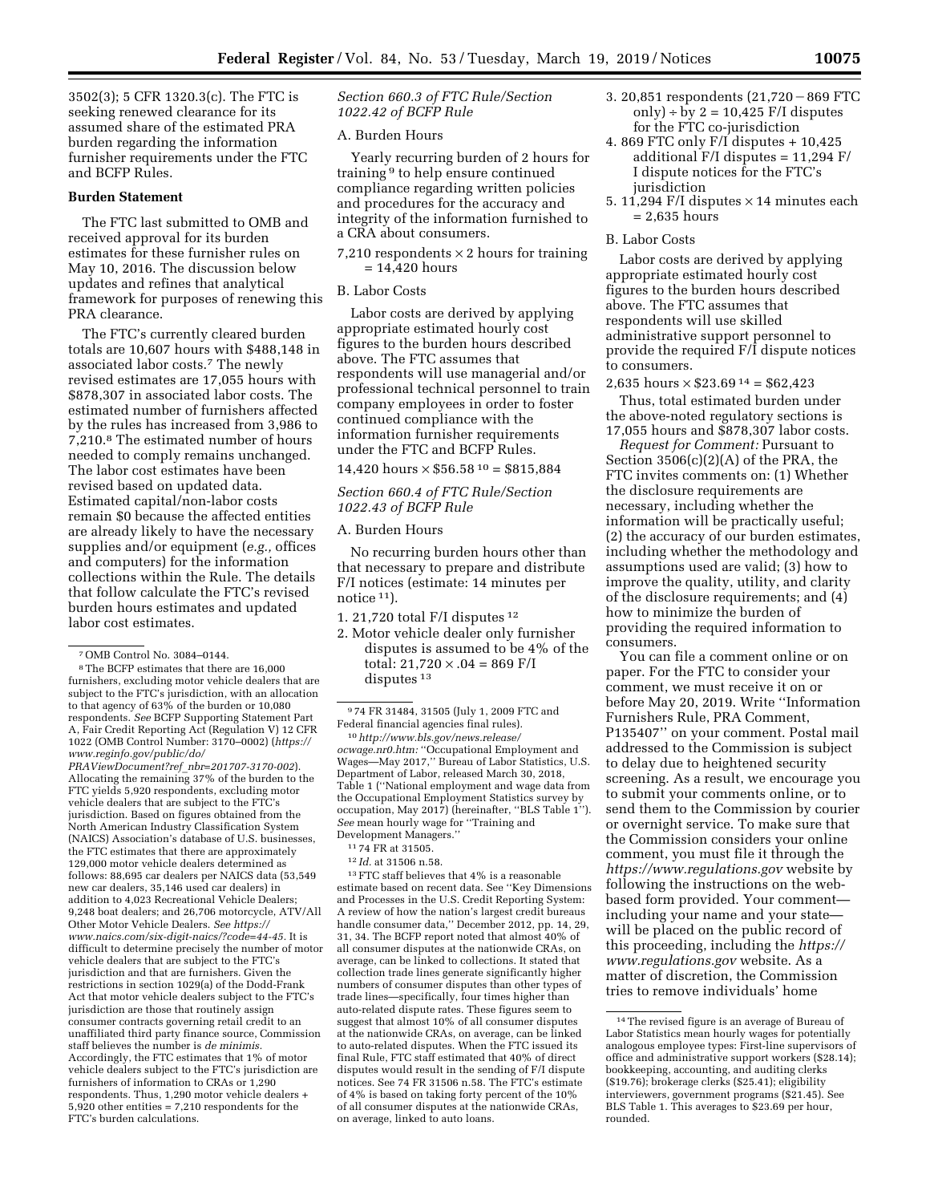3502(3); 5 CFR 1320.3(c). The FTC is seeking renewed clearance for its assumed share of the estimated PRA burden regarding the information furnisher requirements under the FTC and BCFP Rules.

**Burden Statement**

The FTC last submitted to OMB and received approval for its burden estimates for these furnisher rules on May 10, 2016. The discussion below updates and refines that analytical framework for purposes of renewing this PRA clearance.

The FTC's currently cleared burden totals are 10,607 hours with $488,148 in associated labor costs.[7] The newly revised estimates are 17,055 hours with $878,307 in associated labor costs. The estimated number of furnishers affected by the rules has increased from 3,986 to 7,210.[8] The estimated number of hours needed to comply remains unchanged. The labor cost estimates have been revised based on updated data. Estimated capital/non-labor costs remain $0 because the affected entities are already likely to have the necessary supplies and/or equipment (*e.g.,* offices and computers) for the information collections within the Rule. The details that follow calculate the FTC's revised burden hours estimates and updated labor cost estimates.

*Section 660.3 of FTC Rule/Section 1022.42 of BCFP Rule*

A. Burden Hours

Yearly recurring burden of 2 hours for training[9] to help ensure continued compliance regarding written policies and procedures for the accuracy and integrity of the information furnished to a CRA about consumers.

7,210 respondents × 2 hours for training = 14,420 hours

B. Labor Costs

Labor costs are derived by applying appropriate estimated hourly cost figures to the burden hours described above. The FTC assumes that respondents will use managerial and/or professional technical personnel to train company employees in order to foster continued compliance with the information furnisher requirements under the FTC and BCFP Rules.

14,420 hours × $56.58[10] = $815,884

*Section 660.4 of FTC Rule/Section 1022.43 of BCFP Rule*

A. Burden Hours

No recurring burden hours other than that necessary to prepare and distribute F/I notices (estimate: 14 minutes per notice[11]).

1. 21,720 total F/I disputes[12]
2. Motor vehicle dealer only furnisher disputes is assumed to be 4% of the total: 21,720 × .04 = 869 F/I disputes[13]
3. 20,851 respondents (21,720 − 869 FTC only) ÷ by 2 = 10,425 F/I disputes for the FTC co-jurisdiction
4. 869 FTC only F/I disputes + 10,425 additional F/I disputes = 11,294 F/I dispute notices for the FTC's jurisdiction
5. 11,294 F/I disputes × 14 minutes each = 2,635 hours

B. Labor Costs

Labor costs are derived by applying appropriate estimated hourly cost figures to the burden hours described above. The FTC assumes that respondents will use skilled administrative support personnel to provide the required F/I dispute notices to consumers.

2,635 hours × $23.69[14] = $62,423

Thus, total estimated burden under the above-noted regulatory sections is 17,055 hours and $878,307 labor costs.

*Request for Comment:* Pursuant to Section 3506(c)(2)(A) of the PRA, the FTC invites comments on: (1) Whether the disclosure requirements are necessary, including whether the information will be practically useful; (2) the accuracy of our burden estimates, including whether the methodology and assumptions used are valid; (3) how to improve the quality, utility, and clarity of the disclosure requirements; and (4) how to minimize the burden of providing the required information to consumers.

You can file a comment online or on paper. For the FTC to consider your comment, we must receive it on or before May 20, 2019. Write ''Information Furnishers Rule, PRA Comment, P135407'' on your comment. Postal mail addressed to the Commission is subject to delay due to heightened security screening. As a result, we encourage you to submit your comments online, or to send them to the Commission by courier or overnight service. To make sure that the Commission considers your online comment, you must file it through the *https://www.regulations.gov* website by following the instructions on the web-based form provided. Your comment—including your name and your state—will be placed on the public record of this proceeding, including the *https://www.regulations.gov* website. As a matter of discretion, the Commission tries to remove individuals' home

---

[7] OMB Control No. 3084–0144.

[8] The BCFP estimates that there are 16,000 furnishers, excluding motor vehicle dealers that are subject to the FTC's jurisdiction, with an allocation to that agency of 63% of the burden or 10,080 respondents. *See* BCFP Supporting Statement Part A, Fair Credit Reporting Act (Regulation V) 12 CFR 1022 (OMB Control Number: 3170–0002) (*https://www.reginfo.gov/public/do/PRAViewDocument?ref_nbr=201707-3170-002*). Allocating the remaining 37% of the burden to the FTC yields 5,920 respondents, excluding motor vehicle dealers that are subject to the FTC's jurisdiction. Based on figures obtained from the North American Industry Classification System (NAICS) Association's database of U.S. businesses, the FTC estimates that there are approximately 129,000 motor vehicle dealers determined as follows: 88,695 car dealers per NAICS data (53,549 new car dealers, 35,146 used car dealers) in addition to 4,023 Recreational Vehicle Dealers; 9,248 boat dealers; and 26,706 motorcycle, ATV/All Other Motor Vehicle Dealers. *See https://www.naics.com/six-digit-naics/?code=44-45.* It is difficult to determine precisely the number of motor vehicle dealers that are subject to the FTC's jurisdiction and that are furnishers. Given the restrictions in section 1029(a) of the Dodd-Frank Act that motor vehicle dealers subject to the FTC's jurisdiction are those that routinely assign consumer contracts governing retail credit to an unaffiliated third party finance source, Commission staff believes the number is *de minimis.* Accordingly, the FTC estimates that 1% of motor vehicle dealers subject to the FTC's jurisdiction are furnishers of information to CRAs or 1,290 respondents. Thus, 1,290 motor vehicle dealers + 5,920 other entities = 7,210 respondents for the FTC's burden calculations.

[9] 74 FR 31484, 31505 (July 1, 2009 FTC and Federal financial agencies final rules).

[10] *http://www.bls.gov/news.release/ocwage.nr0.htm:* ''Occupational Employment and Wages—May 2017,'' Bureau of Labor Statistics, U.S. Department of Labor, released March 30, 2018, Table 1 (''National employment and wage data from the Occupational Employment Statistics survey by occupation, May 2017) (hereinafter, ''BLS Table 1''). *See* mean hourly wage for ''Training and Development Managers.''

[11] 74 FR at 31505.

[12] *Id.* at 31506 n.58.

[13] FTC staff believes that 4% is a reasonable estimate based on recent data. See ''Key Dimensions and Processes in the U.S. Credit Reporting System: A review of how the nation's largest credit bureaus handle consumer data,'' December 2012, pp. 14, 29, 31, 34. The BCFP report noted that almost 40% of all consumer disputes at the nationwide CRAs, on average, can be linked to collections. It stated that collection trade lines generate significantly higher numbers of consumer disputes than other types of trade lines—specifically, four times higher than auto-related dispute rates. These figures seem to suggest that almost 10% of all consumer disputes at the nationwide CRAs, on average, can be linked to auto-related disputes. When the FTC issued its final Rule, FTC staff estimated that 40% of direct disputes would result in the sending of F/I dispute notices. See 74 FR 31506 n.58. The FTC's estimate of 4% is based on taking forty percent of the 10% of all consumer disputes at the nationwide CRAs, on average, linked to auto loans.

[14] The revised figure is an average of Bureau of Labor Statistics mean hourly wages for potentially analogous employee types: First-line supervisors of office and administrative support workers ($28.14); bookkeeping, accounting, and auditing clerks ($19.76); brokerage clerks ($25.41); eligibility interviewers, government programs ($21.45). See BLS Table 1. This averages to $23.69 per hour, rounded.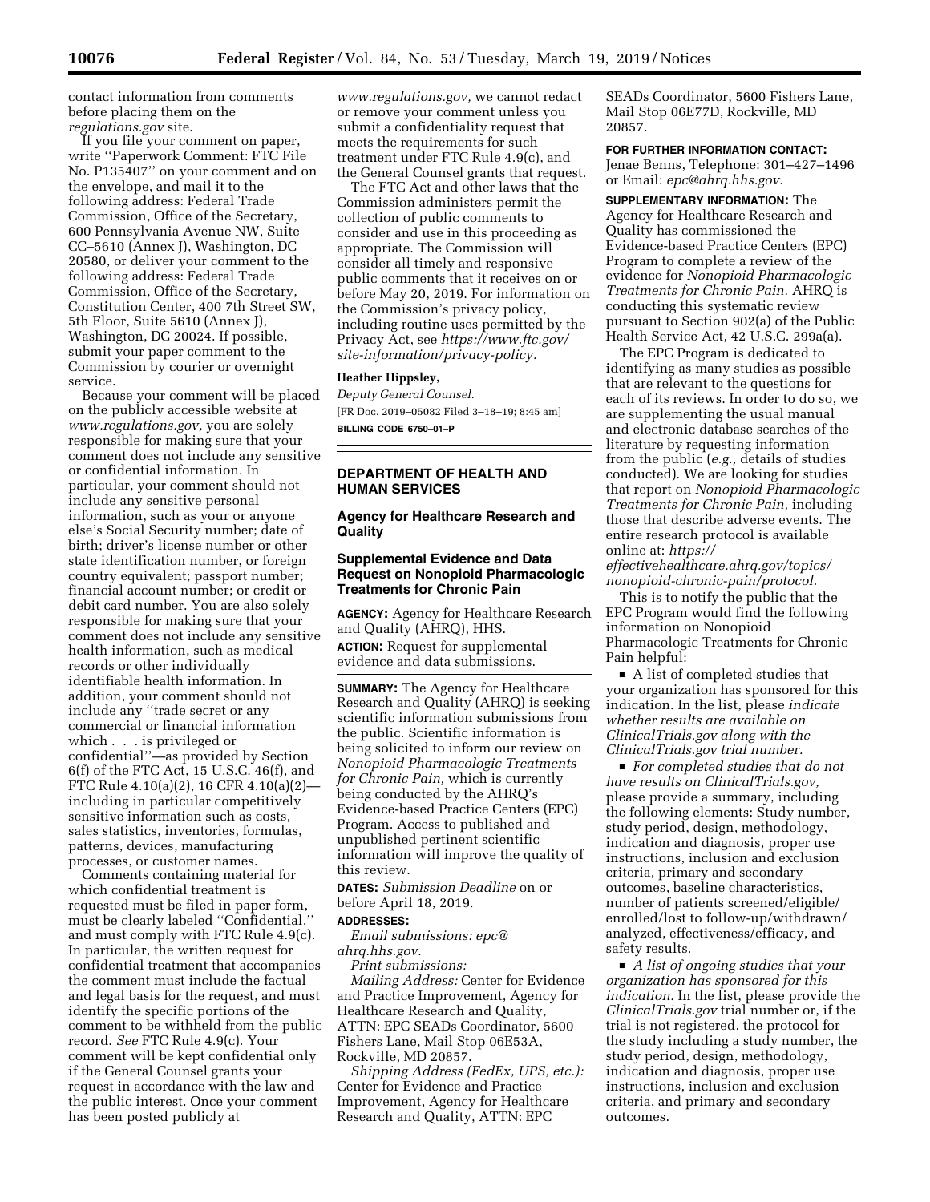contact information from comments before placing them on the *regulations.gov* site.

If you file your comment on paper, write ''Paperwork Comment: FTC File No. P135407'' on your comment and on the envelope, and mail it to the following address: Federal Trade Commission, Office of the Secretary, 600 Pennsylvania Avenue NW, Suite CC–5610 (Annex J), Washington, DC 20580, or deliver your comment to the following address: Federal Trade Commission, Office of the Secretary, Constitution Center, 400 7th Street SW, 5th Floor, Suite 5610 (Annex J), Washington, DC 20024. If possible, submit your paper comment to the Commission by courier or overnight service.

Because your comment will be placed on the publicly accessible website at *www.regulations.gov,* you are solely responsible for making sure that your comment does not include any sensitive or confidential information. In particular, your comment should not include any sensitive personal information, such as your or anyone else's Social Security number; date of birth; driver's license number or other state identification number, or foreign country equivalent; passport number; financial account number; or credit or debit card number. You are also solely responsible for making sure that your comment does not include any sensitive health information, such as medical records or other individually identifiable health information. In addition, your comment should not include any ''trade secret or any commercial or financial information which . . . is privileged or confidential''—as provided by Section 6(f) of the FTC Act, 15 U.S.C. 46(f), and FTC Rule 4.10(a)(2), 16 CFR 4.10(a)(2)—including in particular competitively sensitive information such as costs, sales statistics, inventories, formulas, patterns, devices, manufacturing processes, or customer names.

Comments containing material for which confidential treatment is requested must be filed in paper form, must be clearly labeled ''Confidential,'' and must comply with FTC Rule 4.9(c). In particular, the written request for confidential treatment that accompanies the comment must include the factual and legal basis for the request, and must identify the specific portions of the comment to be withheld from the public record. *See* FTC Rule 4.9(c). Your comment will be kept confidential only if the General Counsel grants your request in accordance with the law and the public interest. Once your comment has been posted publicly at *www.regulations.gov,* we cannot redact or remove your comment unless you submit a confidentiality request that meets the requirements for such treatment under FTC Rule 4.9(c), and the General Counsel grants that request.

The FTC Act and other laws that the Commission administers permit the collection of public comments to consider and use in this proceeding as appropriate. The Commission will consider all timely and responsive public comments that it receives on or before May 20, 2019. For information on the Commission's privacy policy, including routine uses permitted by the Privacy Act, see *https://www.ftc.gov/site-information/privacy-policy.*

**Heather Hippsley,**

*Deputy General Counsel.*

[FR Doc. 2019–05082 Filed 3–18–19; 8:45 am]

**BILLING CODE 6750–01–P**

## DEPARTMENT OF HEALTH AND HUMAN SERVICES

### Agency for Healthcare Research and Quality

### Supplemental Evidence and Data Request on Nonopioid Pharmacologic Treatments for Chronic Pain

**AGENCY:** Agency for Healthcare Research and Quality (AHRQ), HHS.

**ACTION:** Request for supplemental evidence and data submissions.

**SUMMARY:** The Agency for Healthcare Research and Quality (AHRQ) is seeking scientific information submissions from the public. Scientific information is being solicited to inform our review on *Nonopioid Pharmacologic Treatments for Chronic Pain,* which is currently being conducted by the AHRQ's Evidence-based Practice Centers (EPC) Program. Access to published and unpublished pertinent scientific information will improve the quality of this review.

**DATES:** *Submission Deadline* on or before April 18, 2019.

**ADDRESSES:**

*Email submissions: epc@ahrq.hhs.gov.*

*Print submissions:*

*Mailing Address:* Center for Evidence and Practice Improvement, Agency for Healthcare Research and Quality, ATTN: EPC SEADs Coordinator, 5600 Fishers Lane, Mail Stop 06E53A, Rockville, MD 20857.

*Shipping Address (FedEx, UPS, etc.):* Center for Evidence and Practice Improvement, Agency for Healthcare Research and Quality, ATTN: EPC SEADs Coordinator, 5600 Fishers Lane, Mail Stop 06E77D, Rockville, MD 20857.

**FOR FURTHER INFORMATION CONTACT:** Jenae Benns, Telephone: 301–427–1496 or Email: *epc@ahrq.hhs.gov.*

**SUPPLEMENTARY INFORMATION:** The Agency for Healthcare Research and Quality has commissioned the Evidence-based Practice Centers (EPC) Program to complete a review of the evidence for *Nonopioid Pharmacologic Treatments for Chronic Pain.* AHRQ is conducting this systematic review pursuant to Section 902(a) of the Public Health Service Act, 42 U.S.C. 299a(a).

The EPC Program is dedicated to identifying as many studies as possible that are relevant to the questions for each of its reviews. In order to do so, we are supplementing the usual manual and electronic database searches of the literature by requesting information from the public (*e.g.,* details of studies conducted). We are looking for studies that report on *Nonopioid Pharmacologic Treatments for Chronic Pain,* including those that describe adverse events. The entire research protocol is available online at: *https://effectivehealthcare.ahrq.gov/topics/nonopioid-chronic-pain/protocol.*

This is to notify the public that the EPC Program would find the following information on Nonopioid Pharmacologic Treatments for Chronic Pain helpful:

- A list of completed studies that your organization has sponsored for this indication. In the list, please *indicate whether results are available on ClinicalTrials.gov along with the ClinicalTrials.gov trial number.*
- *For completed studies that do not have results on ClinicalTrials.gov,* please provide a summary, including the following elements: Study number, study period, design, methodology, indication and diagnosis, proper use instructions, inclusion and exclusion criteria, primary and secondary outcomes, baseline characteristics, number of patients screened/eligible/enrolled/lost to follow-up/withdrawn/analyzed, effectiveness/efficacy, and safety results.
- *A list of ongoing studies that your organization has sponsored for this indication.* In the list, please provide the *ClinicalTrials.gov* trial number or, if the trial is not registered, the protocol for the study including a study number, the study period, design, methodology, indication and diagnosis, proper use instructions, inclusion and exclusion criteria, and primary and secondary outcomes.